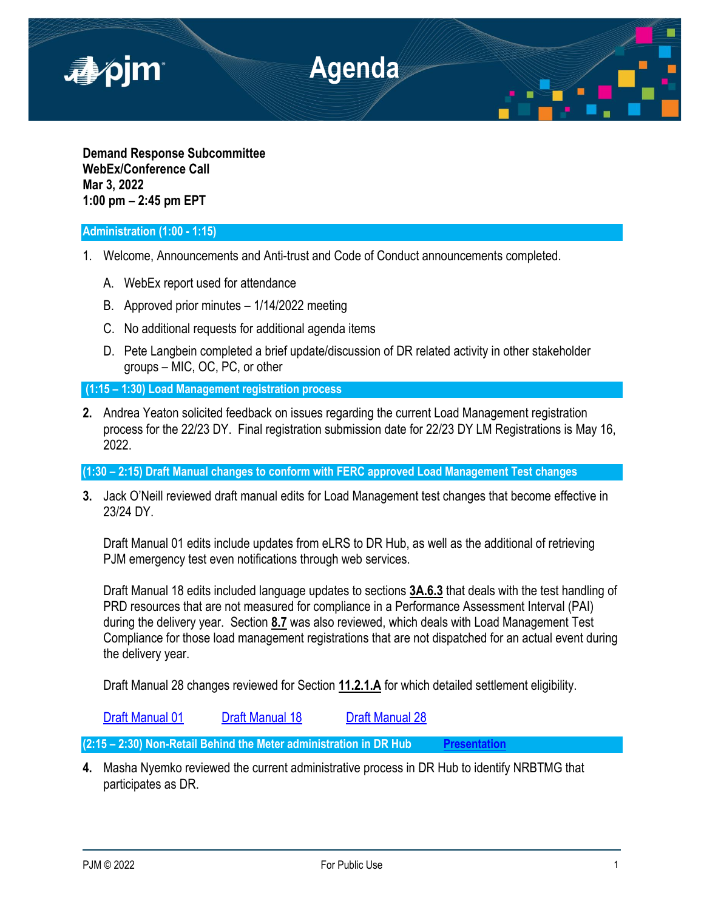# Agenda

**Demand Response Subcommittee**
**WebEx/Conference Call**
**Mar 3, 2022**
**1:00 pm – 2:45 pm EPT**

## Administration (1:00 - 1:15)

1. Welcome, Announcements and Anti-trust and Code of Conduct announcements completed.

   A. WebEx report used for attendance

   B. Approved prior minutes – 1/14/2022 meeting

   C. No additional requests for additional agenda items

   D. Pete Langbein completed a brief update/discussion of DR related activity in other stakeholder groups – MIC, OC, PC, or other

## (1:15 – 1:30) Load Management registration process

**2.** Andrea Yeaton solicited feedback on issues regarding the current Load Management registration process for the 22/23 DY. Final registration submission date for 22/23 DY LM Registrations is May 16, 2022.

## (1:30 – 2:15) Draft Manual changes to conform with FERC approved Load Management Test changes

**3.** Jack O'Neill reviewed draft manual edits for Load Management test changes that become effective in 23/24 DY.

Draft Manual 01 edits include updates from eLRS to DR Hub, as well as the additional of retrieving PJM emergency test even notifications through web services.

Draft Manual 18 edits included language updates to sections **3A.6.3** that deals with the test handling of PRD resources that are not measured for compliance in a Performance Assessment Interval (PAI) during the delivery year. Section **8.7** was also reviewed, which deals with Load Management Test Compliance for those load management registrations that are not dispatched for an actual event during the delivery year.

Draft Manual 28 changes reviewed for Section **11.2.1.A** for which detailed settlement eligibility.

Draft Manual 01 Draft Manual 18 Draft Manual 28

## (2:15 – 2:30) Non-Retail Behind the Meter administration in DR Hub Presentation

**4.** Masha Nyemko reviewed the current administrative process in DR Hub to identify NRBTMG that participates as DR.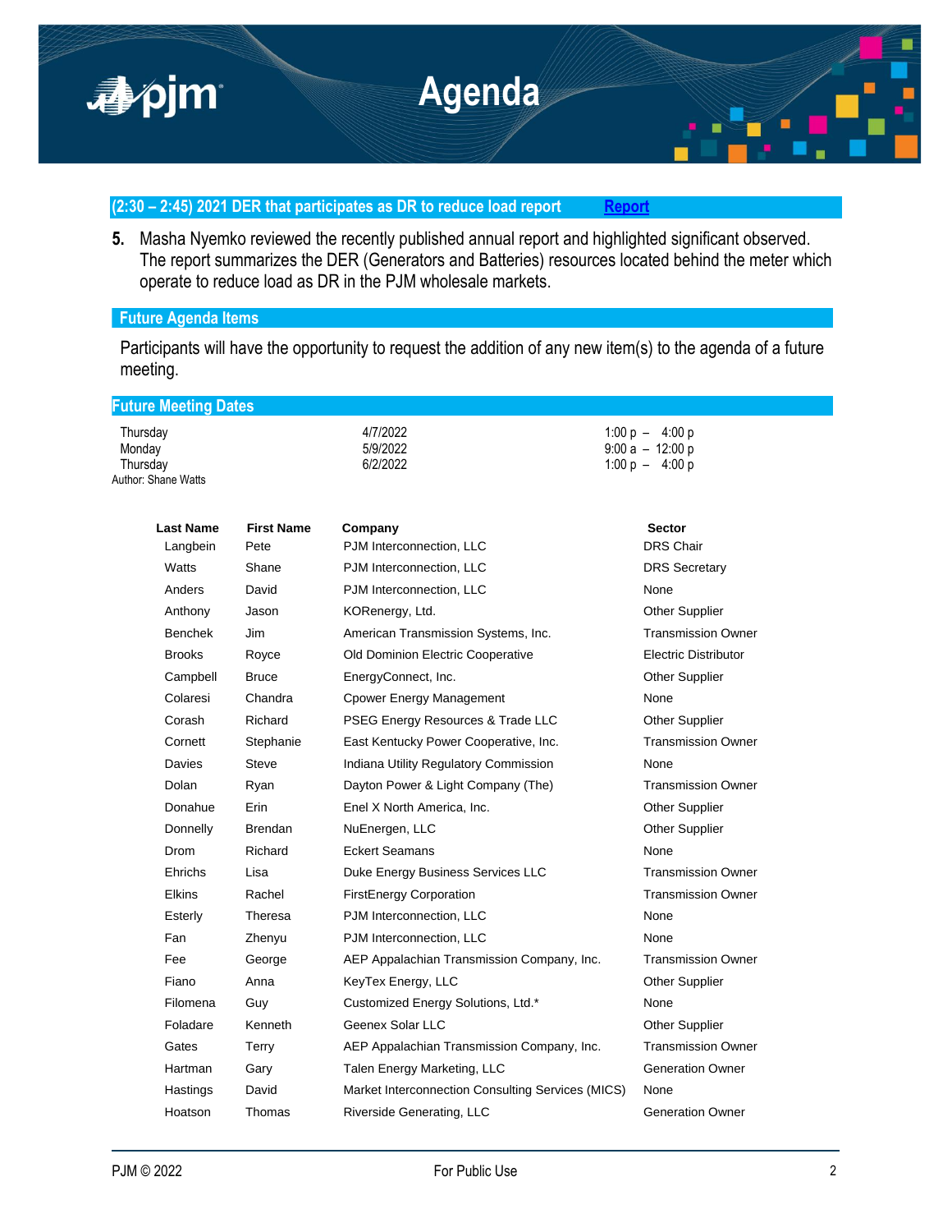## (2:30 – 2:45) 2021 DER that participates as DR to reduce load report    Report

**5.** Masha Nyemko reviewed the recently published annual report and highlighted significant observed. The report summarizes the DER (Generators and Batteries) resources located behind the meter which operate to reduce load as DR in the PJM wholesale markets.

## Future Agenda Items

Participants will have the opportunity to request the addition of any new item(s) to the agenda of a future meeting.

## Future Meeting Dates

| | | |
|---|---|---|
| Thursday | 4/7/2022 | 1:00 p – 4:00 p |
| Monday | 5/9/2022 | 9:00 a – 12:00 p |
| Thursday | 6/2/2022 | 1:00 p – 4:00 p |

Author: Shane Watts

| Last Name | First Name | Company | Sector |
|---|---|---|---|
| Langbein | Pete | PJM Interconnection, LLC | DRS Chair |
| Watts | Shane | PJM Interconnection, LLC | DRS Secretary |
| Anders | David | PJM Interconnection, LLC | None |
| Anthony | Jason | KORenergy, Ltd. | Other Supplier |
| Benchek | Jim | American Transmission Systems, Inc. | Transmission Owner |
| Brooks | Royce | Old Dominion Electric Cooperative | Electric Distributor |
| Campbell | Bruce | EnergyConnect, Inc. | Other Supplier |
| Colaresi | Chandra | Cpower Energy Management | None |
| Corash | Richard | PSEG Energy Resources & Trade LLC | Other Supplier |
| Cornett | Stephanie | East Kentucky Power Cooperative, Inc. | Transmission Owner |
| Davies | Steve | Indiana Utility Regulatory Commission | None |
| Dolan | Ryan | Dayton Power & Light Company (The) | Transmission Owner |
| Donahue | Erin | Enel X North America, Inc. | Other Supplier |
| Donnelly | Brendan | NuEnergen, LLC | Other Supplier |
| Drom | Richard | Eckert Seamans | None |
| Ehrichs | Lisa | Duke Energy Business Services LLC | Transmission Owner |
| Elkins | Rachel | FirstEnergy Corporation | Transmission Owner |
| Esterly | Theresa | PJM Interconnection, LLC | None |
| Fan | Zhenyu | PJM Interconnection, LLC | None |
| Fee | George | AEP Appalachian Transmission Company, Inc. | Transmission Owner |
| Fiano | Anna | KeyTex Energy, LLC | Other Supplier |
| Filomena | Guy | Customized Energy Solutions, Ltd.* | None |
| Foladare | Kenneth | Geenex Solar LLC | Other Supplier |
| Gates | Terry | AEP Appalachian Transmission Company, Inc. | Transmission Owner |
| Hartman | Gary | Talen Energy Marketing, LLC | Generation Owner |
| Hastings | David | Market Interconnection Consulting Services (MICS) | None |
| Hoatson | Thomas | Riverside Generating, LLC | Generation Owner |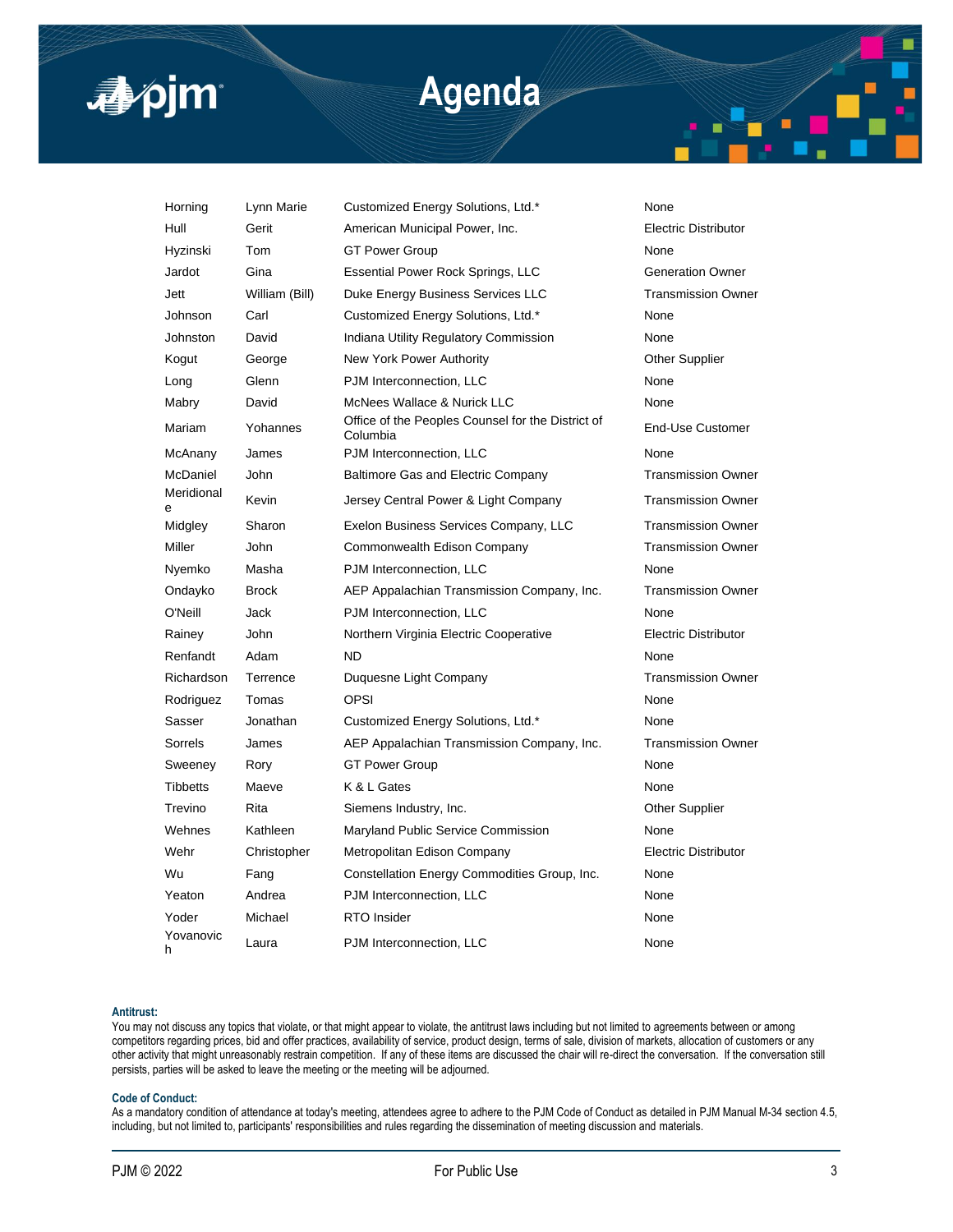# Agenda

| | | | |
|---|---|---|---|
| Horning | Lynn Marie | Customized Energy Solutions, Ltd.* | None |
| Hull | Gerit | American Municipal Power, Inc. | Electric Distributor |
| Hyzinski | Tom | GT Power Group | None |
| Jardot | Gina | Essential Power Rock Springs, LLC | Generation Owner |
| Jett | William (Bill) | Duke Energy Business Services LLC | Transmission Owner |
| Johnson | Carl | Customized Energy Solutions, Ltd.* | None |
| Johnston | David | Indiana Utility Regulatory Commission | None |
| Kogut | George | New York Power Authority | Other Supplier |
| Long | Glenn | PJM Interconnection, LLC | None |
| Mabry | David | McNees Wallace & Nurick LLC | None |
| Mariam | Yohannes | Office of the Peoples Counsel for the District of Columbia | End-Use Customer |
| McAnany | James | PJM Interconnection, LLC | None |
| McDaniel | John | Baltimore Gas and Electric Company | Transmission Owner |
| Meridionale | Kevin | Jersey Central Power & Light Company | Transmission Owner |
| Midgley | Sharon | Exelon Business Services Company, LLC | Transmission Owner |
| Miller | John | Commonwealth Edison Company | Transmission Owner |
| Nyemko | Masha | PJM Interconnection, LLC | None |
| Ondayko | Brock | AEP Appalachian Transmission Company, Inc. | Transmission Owner |
| O'Neill | Jack | PJM Interconnection, LLC | None |
| Rainey | John | Northern Virginia Electric Cooperative | Electric Distributor |
| Renfandt | Adam | ND | None |
| Richardson | Terrence | Duquesne Light Company | Transmission Owner |
| Rodriguez | Tomas | OPSI | None |
| Sasser | Jonathan | Customized Energy Solutions, Ltd.* | None |
| Sorrels | James | AEP Appalachian Transmission Company, Inc. | Transmission Owner |
| Sweeney | Rory | GT Power Group | None |
| Tibbetts | Maeve | K & L Gates | None |
| Trevino | Rita | Siemens Industry, Inc. | Other Supplier |
| Wehnes | Kathleen | Maryland Public Service Commission | None |
| Wehr | Christopher | Metropolitan Edison Company | Electric Distributor |
| Wu | Fang | Constellation Energy Commodities Group, Inc. | None |
| Yeaton | Andrea | PJM Interconnection, LLC | None |
| Yoder | Michael | RTO Insider | None |
| Yovanovich | Laura | PJM Interconnection, LLC | None |

**Antitrust:**
You may not discuss any topics that violate, or that might appear to violate, the antitrust laws including but not limited to agreements between or among competitors regarding prices, bid and offer practices, availability of service, product design, terms of sale, division of markets, allocation of customers or any other activity that might unreasonably restrain competition. If any of these items are discussed the chair will re-direct the conversation. If the conversation still persists, parties will be asked to leave the meeting or the meeting will be adjourned.

**Code of Conduct:**
As a mandatory condition of attendance at today's meeting, attendees agree to adhere to the PJM Code of Conduct as detailed in PJM Manual M-34 section 4.5, including, but not limited to, participants' responsibilities and rules regarding the dissemination of meeting discussion and materials.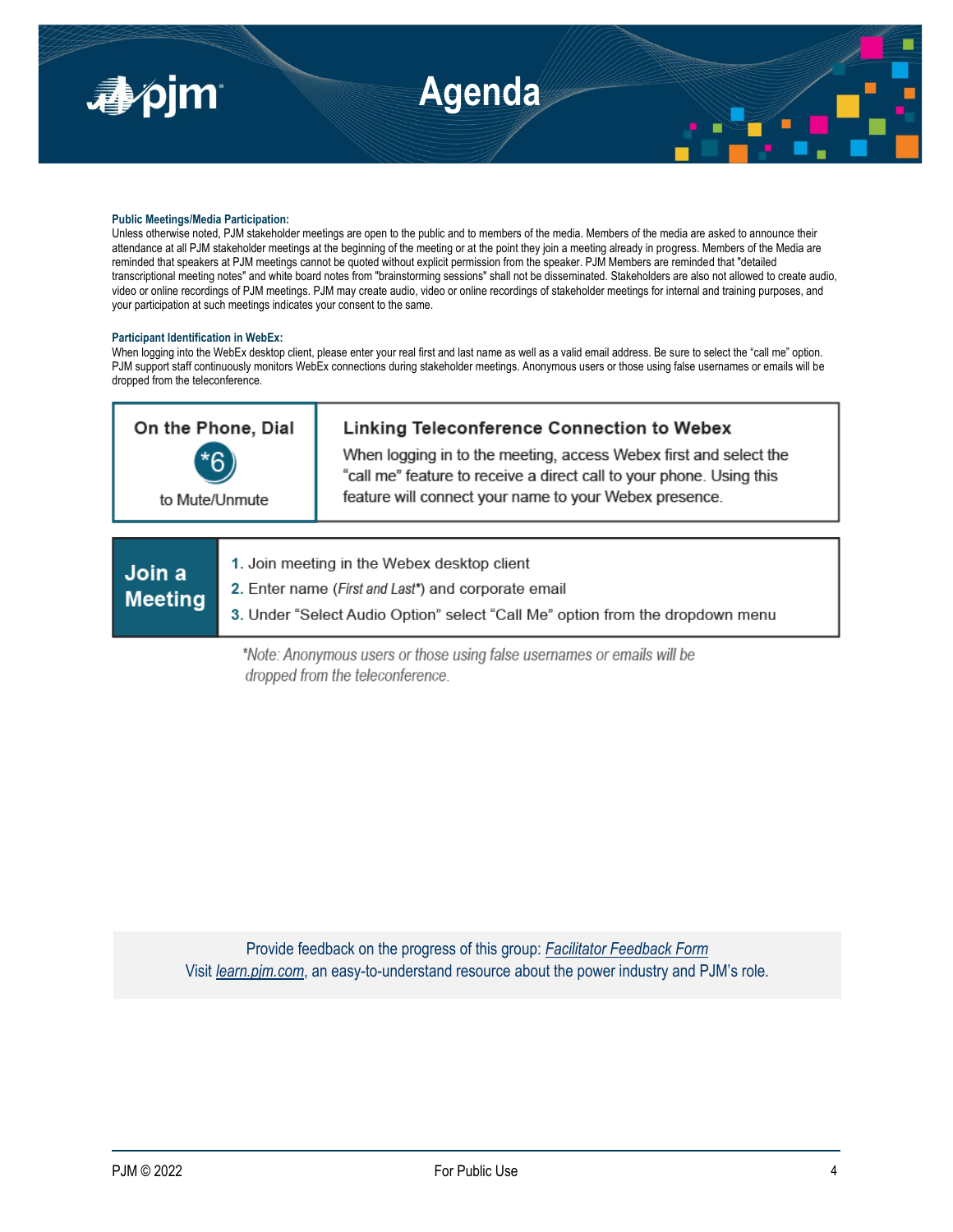# Agenda

**Public Meetings/Media Participation:**

Unless otherwise noted, PJM stakeholder meetings are open to the public and to members of the media. Members of the media are asked to announce their attendance at all PJM stakeholder meetings at the beginning of the meeting or at the point they join a meeting already in progress. Members of the Media are reminded that speakers at PJM meetings cannot be quoted without explicit permission from the speaker. PJM Members are reminded that "detailed transcriptional meeting notes" and white board notes from "brainstorming sessions" shall not be disseminated. Stakeholders are also not allowed to create audio, video or online recordings of PJM meetings. PJM may create audio, video or online recordings of stakeholder meetings for internal and training purposes, and your participation at such meetings indicates your consent to the same.

**Participant Identification in WebEx:**

When logging into the WebEx desktop client, please enter your real first and last name as well as a valid email address. Be sure to select the "call me" option. PJM support staff continuously monitors WebEx connections during stakeholder meetings. Anonymous users or those using false usernames or emails will be dropped from the teleconference.

| On the Phone, Dial | Linking Teleconference Connection to Webex |
| --- | --- |
| *6 to Mute/Unmute | When logging in to the meeting, access Webex first and select the "call me" feature to receive a direct call to your phone. Using this feature will connect your name to your Webex presence. |

**Join a Meeting**

1. Join meeting in the Webex desktop client
2. Enter name (*First and Last\**) and corporate email
3. Under "Select Audio Option" select "Call Me" option from the dropdown menu

*\*Note: Anonymous users or those using false usernames or emails will be dropped from the teleconference.*

Provide feedback on the progress of this group: *Facilitator Feedback Form*
Visit *learn.pjm.com*, an easy-to-understand resource about the power industry and PJM's role.

PJM © 2022 For Public Use